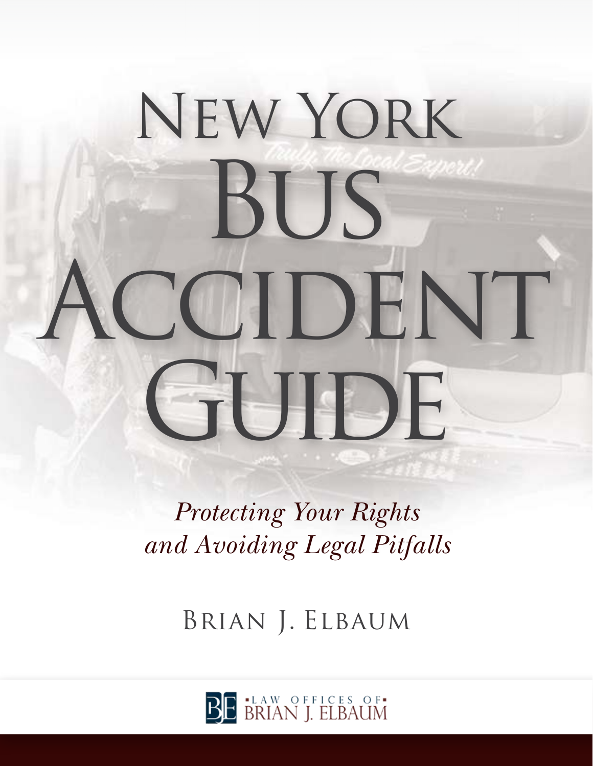# New York Bus Accident Guide

*Protecting Your Rights and Avoiding Legal Pitfalls*

Brian J. Elbaum

Law Offices of Brian J. Elbaum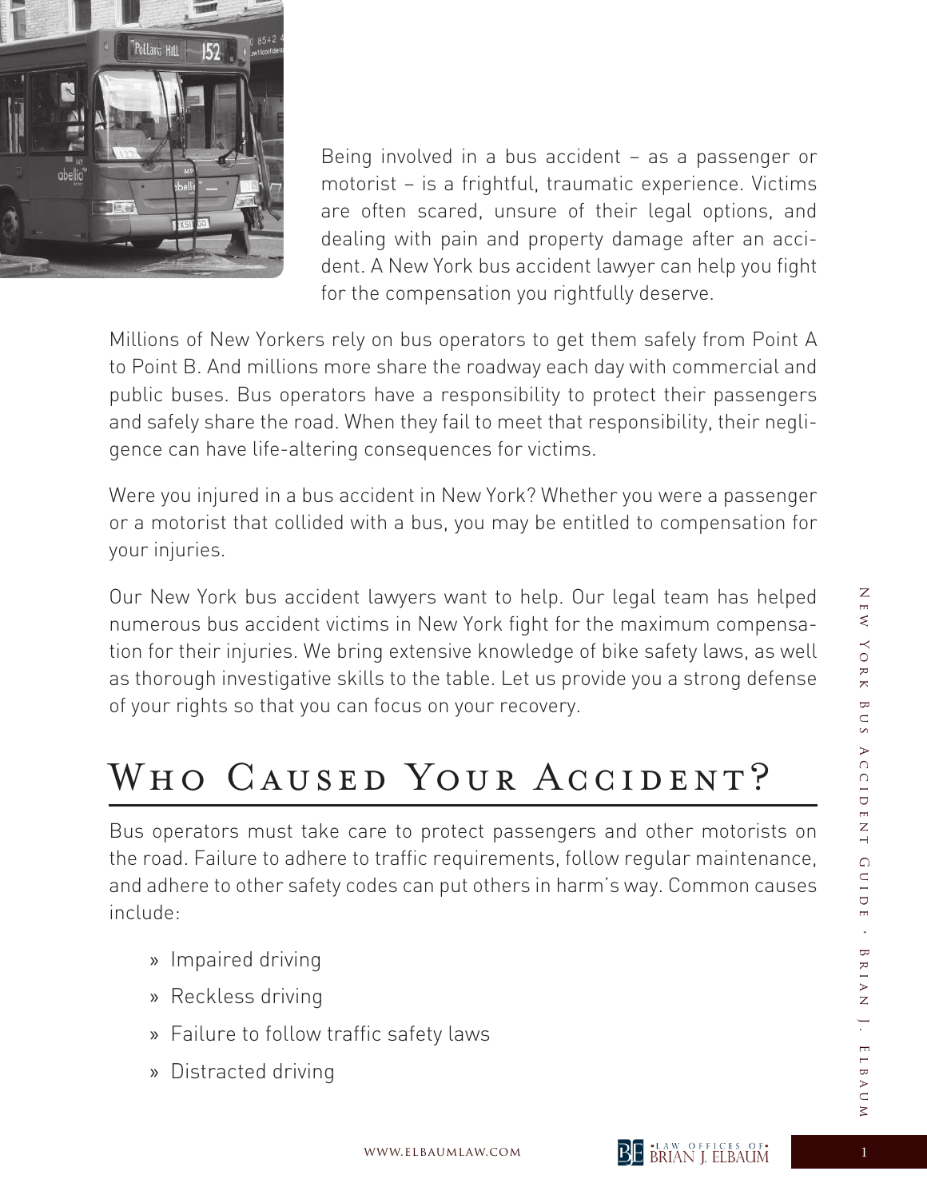Being involved in a bus accident – as a passenger or motorist – is a frightful, traumatic experience. Victims are often scared, unsure of their legal options, and dealing with pain and property damage after an accident. A New York bus accident lawyer can help you fight for the compensation you rightfully deserve.

Millions of New Yorkers rely on bus operators to get them safely from Point A to Point B. And millions more share the roadway each day with commercial and public buses. Bus operators have a responsibility to protect their passengers and safely share the road. When they fail to meet that responsibility, their negligence can have life-altering consequences for victims.

Were you injured in a bus accident in New York? Whether you were a passenger or a motorist that collided with a bus, you may be entitled to compensation for your injuries.

Our New York bus accident lawyers want to help. Our legal team has helped numerous bus accident victims in New York fight for the maximum compensation for their injuries. We bring extensive knowledge of bike safety laws, as well as thorough investigative skills to the table. Let us provide you a strong defense of your rights so that you can focus on your recovery.

# Who Caused Your Accident?

Bus operators must take care to protect passengers and other motorists on the road. Failure to adhere to traffic requirements, follow regular maintenance, and adhere to other safety codes can put others in harm's way. Common causes include:

- Impaired driving
- Reckless driving
- Failure to follow traffic safety laws
- Distracted driving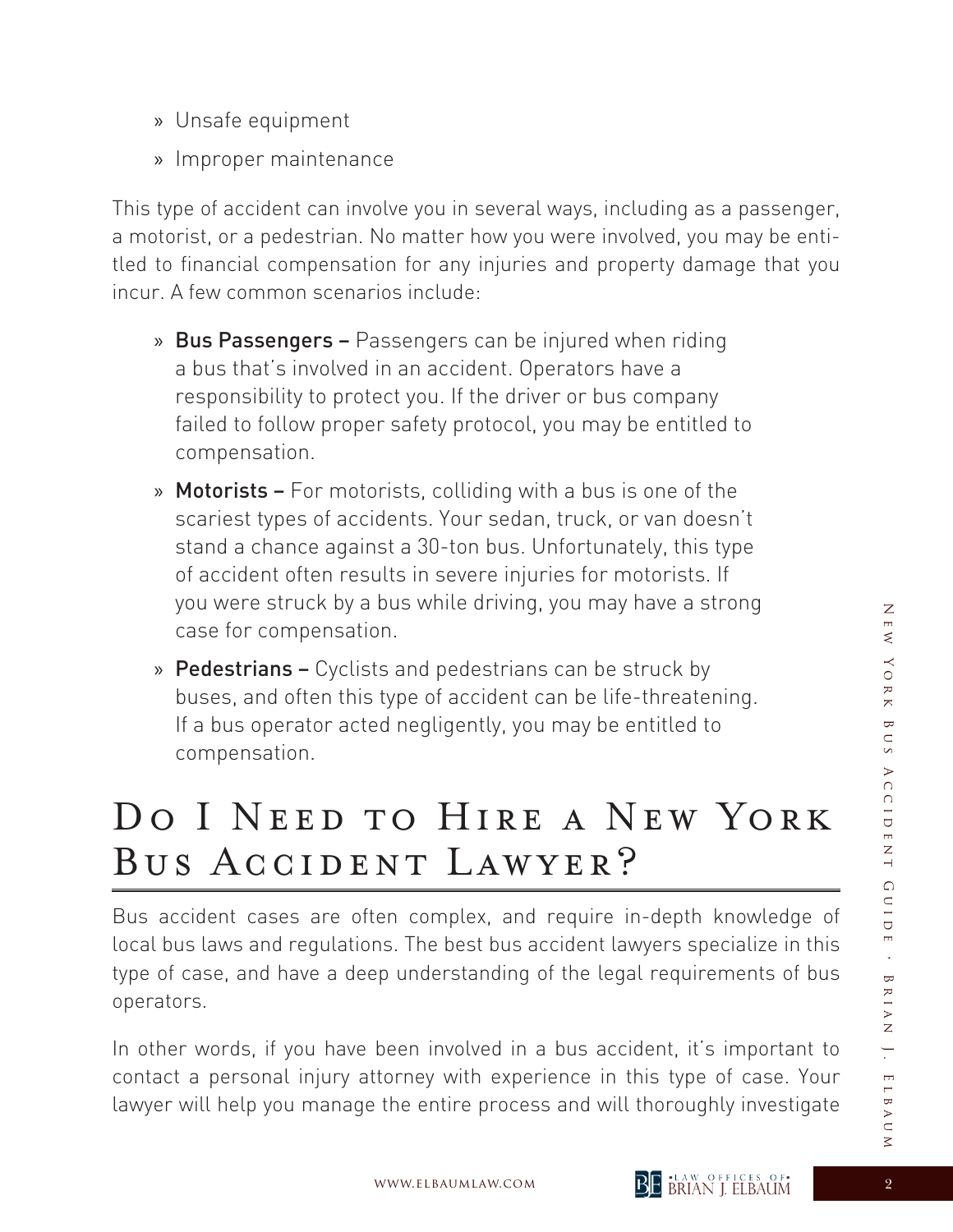- Unsafe equipment
- Improper maintenance

This type of accident can involve you in several ways, including as a passenger, a motorist, or a pedestrian. No matter how you were involved, you may be entitled to financial compensation for any injuries and property damage that you incur. A few common scenarios include:

- **Bus Passengers –** Passengers can be injured when riding a bus that's involved in an accident. Operators have a responsibility to protect you. If the driver or bus company failed to follow proper safety protocol, you may be entitled to compensation.
- **Motorists –** For motorists, colliding with a bus is one of the scariest types of accidents. Your sedan, truck, or van doesn't stand a chance against a 30-ton bus. Unfortunately, this type of accident often results in severe injuries for motorists. If you were struck by a bus while driving, you may have a strong case for compensation.
- **Pedestrians –** Cyclists and pedestrians can be struck by buses, and often this type of accident can be life-threatening. If a bus operator acted negligently, you may be entitled to compensation.

## Do I Need to Hire a New York Bus Accident Lawyer?

Bus accident cases are often complex, and require in-depth knowledge of local bus laws and regulations. The best bus accident lawyers specialize in this type of case, and have a deep understanding of the legal requirements of bus operators.

In other words, if you have been involved in a bus accident, it's important to contact a personal injury attorney with experience in this type of case. Your lawyer will help you manage the entire process and will thoroughly investigate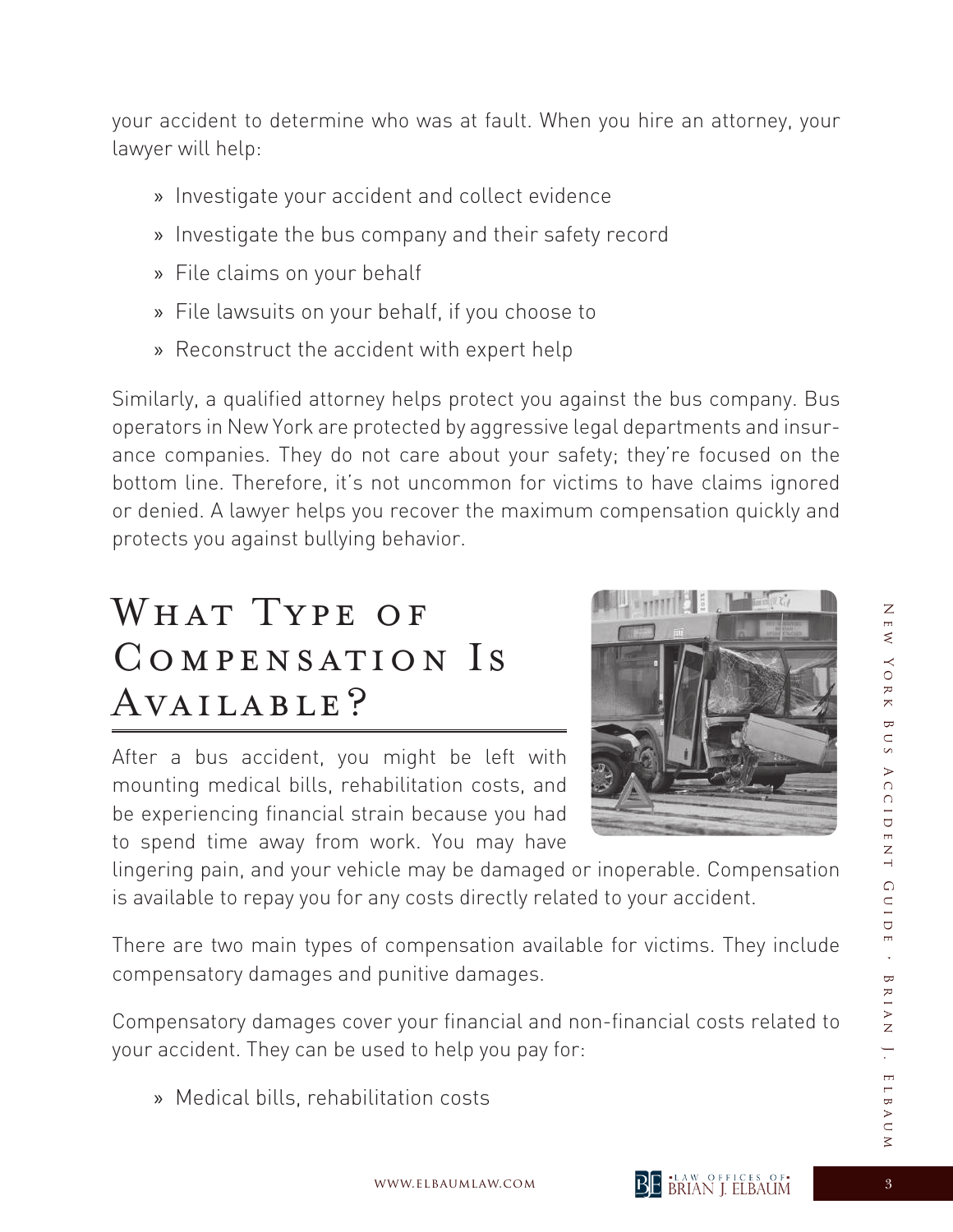your accident to determine who was at fault. When you hire an attorney, your lawyer will help:

- Investigate your accident and collect evidence
- Investigate the bus company and their safety record
- File claims on your behalf
- File lawsuits on your behalf, if you choose to
- Reconstruct the accident with expert help

Similarly, a qualified attorney helps protect you against the bus company. Bus operators in New York are protected by aggressive legal departments and insurance companies. They do not care about your safety; they're focused on the bottom line. Therefore, it's not uncommon for victims to have claims ignored or denied. A lawyer helps you recover the maximum compensation quickly and protects you against bullying behavior.

## What Type of Compensation Is Available?

After a bus accident, you might be left with mounting medical bills, rehabilitation costs, and be experiencing financial strain because you had to spend time away from work. You may have lingering pain, and your vehicle may be damaged or inoperable. Compensation is available to repay you for any costs directly related to your accident.

There are two main types of compensation available for victims. They include compensatory damages and punitive damages.

Compensatory damages cover your financial and non-financial costs related to your accident. They can be used to help you pay for:

- Medical bills, rehabilitation costs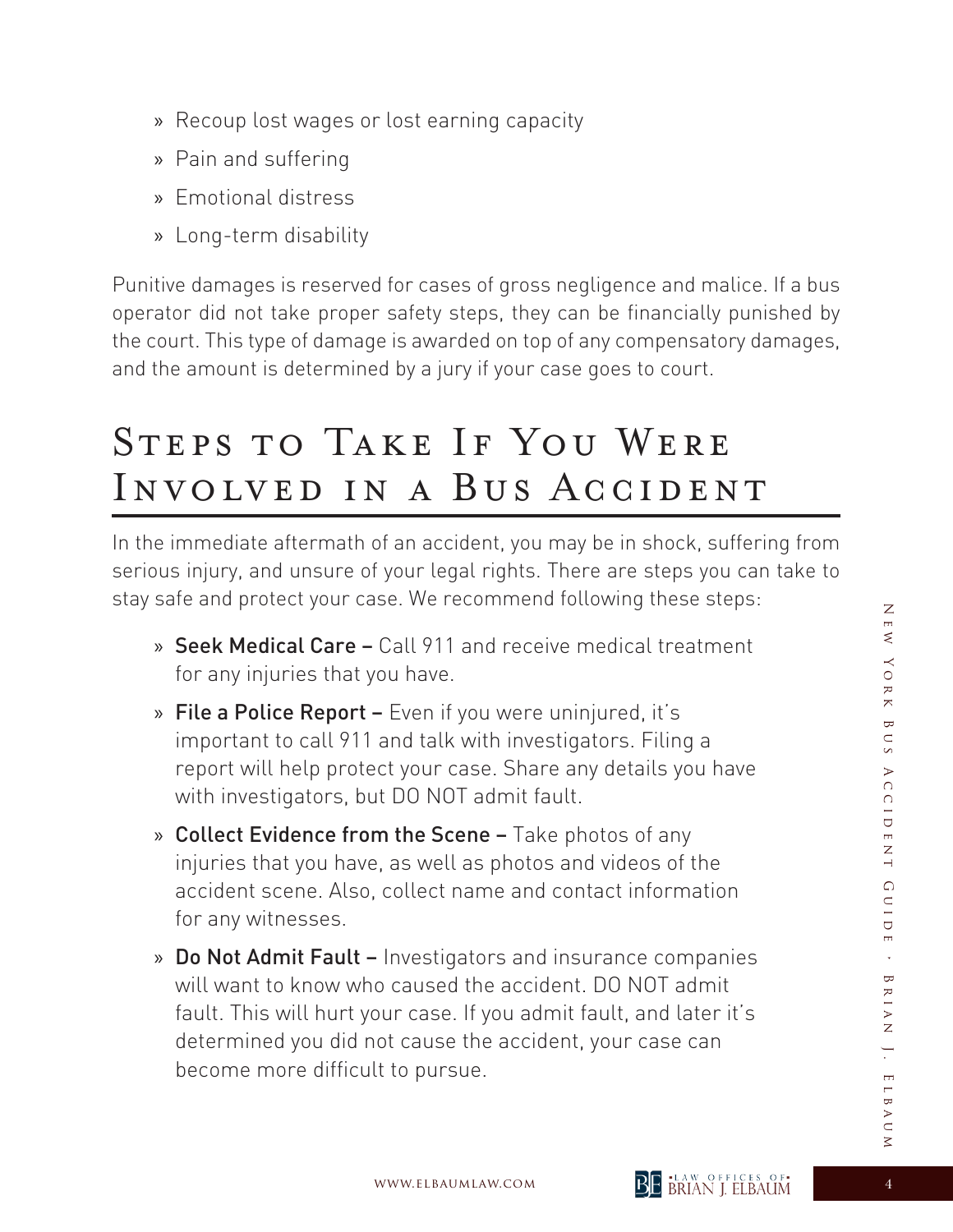- Recoup lost wages or lost earning capacity
- Pain and suffering
- Emotional distress
- Long-term disability

Punitive damages is reserved for cases of gross negligence and malice. If a bus operator did not take proper safety steps, they can be financially punished by the court. This type of damage is awarded on top of any compensatory damages, and the amount is determined by a jury if your case goes to court.

## Steps to Take If You Were Involved in a Bus Accident

In the immediate aftermath of an accident, you may be in shock, suffering from serious injury, and unsure of your legal rights. There are steps you can take to stay safe and protect your case. We recommend following these steps:

- **Seek Medical Care –** Call 911 and receive medical treatment for any injuries that you have.
- **File a Police Report –** Even if you were uninjured, it's important to call 911 and talk with investigators. Filing a report will help protect your case. Share any details you have with investigators, but DO NOT admit fault.
- **Collect Evidence from the Scene –** Take photos of any injuries that you have, as well as photos and videos of the accident scene. Also, collect name and contact information for any witnesses.
- **Do Not Admit Fault –** Investigators and insurance companies will want to know who caused the accident. DO NOT admit fault. This will hurt your case. If you admit fault, and later it's determined you did not cause the accident, your case can become more difficult to pursue.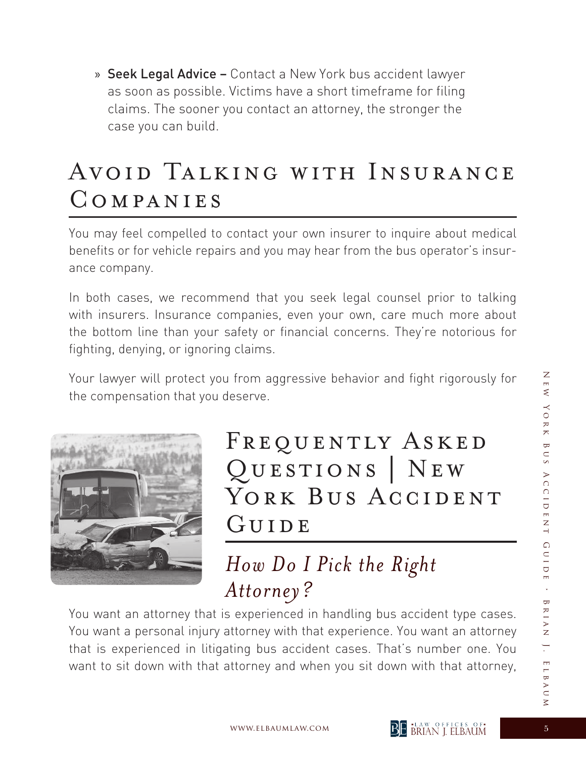- **Seek Legal Advice –** Contact a New York bus accident lawyer as soon as possible. Victims have a short timeframe for filing claims. The sooner you contact an attorney, the stronger the case you can build.

## Avoid Talking with Insurance Companies

You may feel compelled to contact your own insurer to inquire about medical benefits or for vehicle repairs and you may hear from the bus operator's insurance company.

In both cases, we recommend that you seek legal counsel prior to talking with insurers. Insurance companies, even your own, care much more about the bottom line than your safety or financial concerns. They're notorious for fighting, denying, or ignoring claims.

Your lawyer will protect you from aggressive behavior and fight rigorously for the compensation that you deserve.

## Frequently Asked Questions | New York Bus Accident Guide

### *How Do I Pick the Right Attorney?*

You want an attorney that is experienced in handling bus accident type cases. You want a personal injury attorney with that experience. You want an attorney that is experienced in litigating bus accident cases. That's number one. You want to sit down with that attorney and when you sit down with that attorney,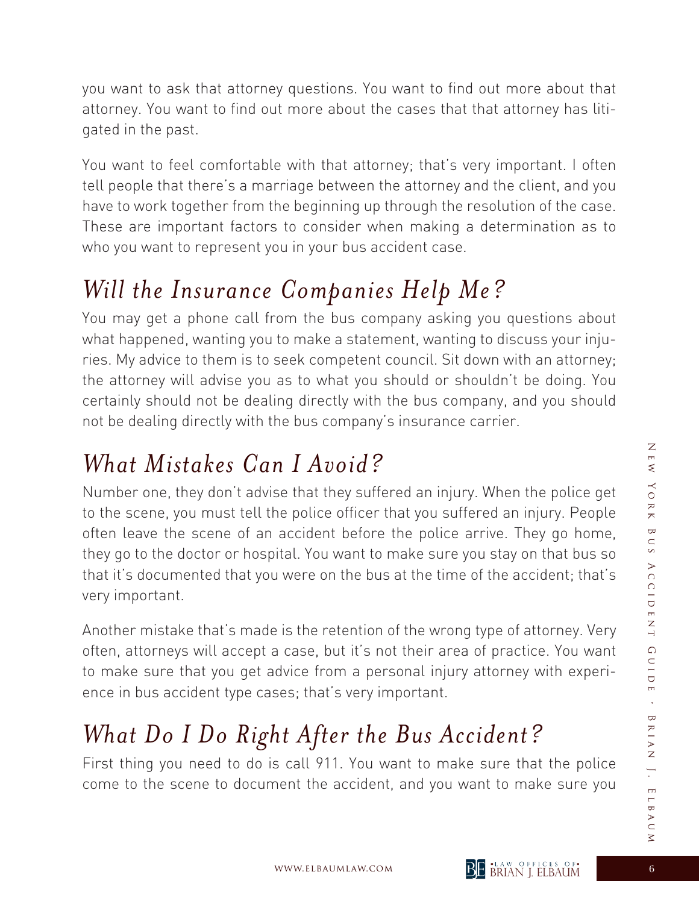you want to ask that attorney questions. You want to find out more about that attorney. You want to find out more about the cases that that attorney has litigated in the past.

You want to feel comfortable with that attorney; that's very important. I often tell people that there's a marriage between the attorney and the client, and you have to work together from the beginning up through the resolution of the case. These are important factors to consider when making a determination as to who you want to represent you in your bus accident case.

## *Will the Insurance Companies Help Me?*

You may get a phone call from the bus company asking you questions about what happened, wanting you to make a statement, wanting to discuss your injuries. My advice to them is to seek competent council. Sit down with an attorney; the attorney will advise you as to what you should or shouldn't be doing. You certainly should not be dealing directly with the bus company, and you should not be dealing directly with the bus company's insurance carrier.

## *What Mistakes Can I Avoid?*

Number one, they don't advise that they suffered an injury. When the police get to the scene, you must tell the police officer that you suffered an injury. People often leave the scene of an accident before the police arrive. They go home, they go to the doctor or hospital. You want to make sure you stay on that bus so that it's documented that you were on the bus at the time of the accident; that's very important.

Another mistake that's made is the retention of the wrong type of attorney. Very often, attorneys will accept a case, but it's not their area of practice. You want to make sure that you get advice from a personal injury attorney with experience in bus accident type cases; that's very important.

## *What Do I Do Right After the Bus Accident?*

First thing you need to do is call 911. You want to make sure that the police come to the scene to document the accident, and you want to make sure you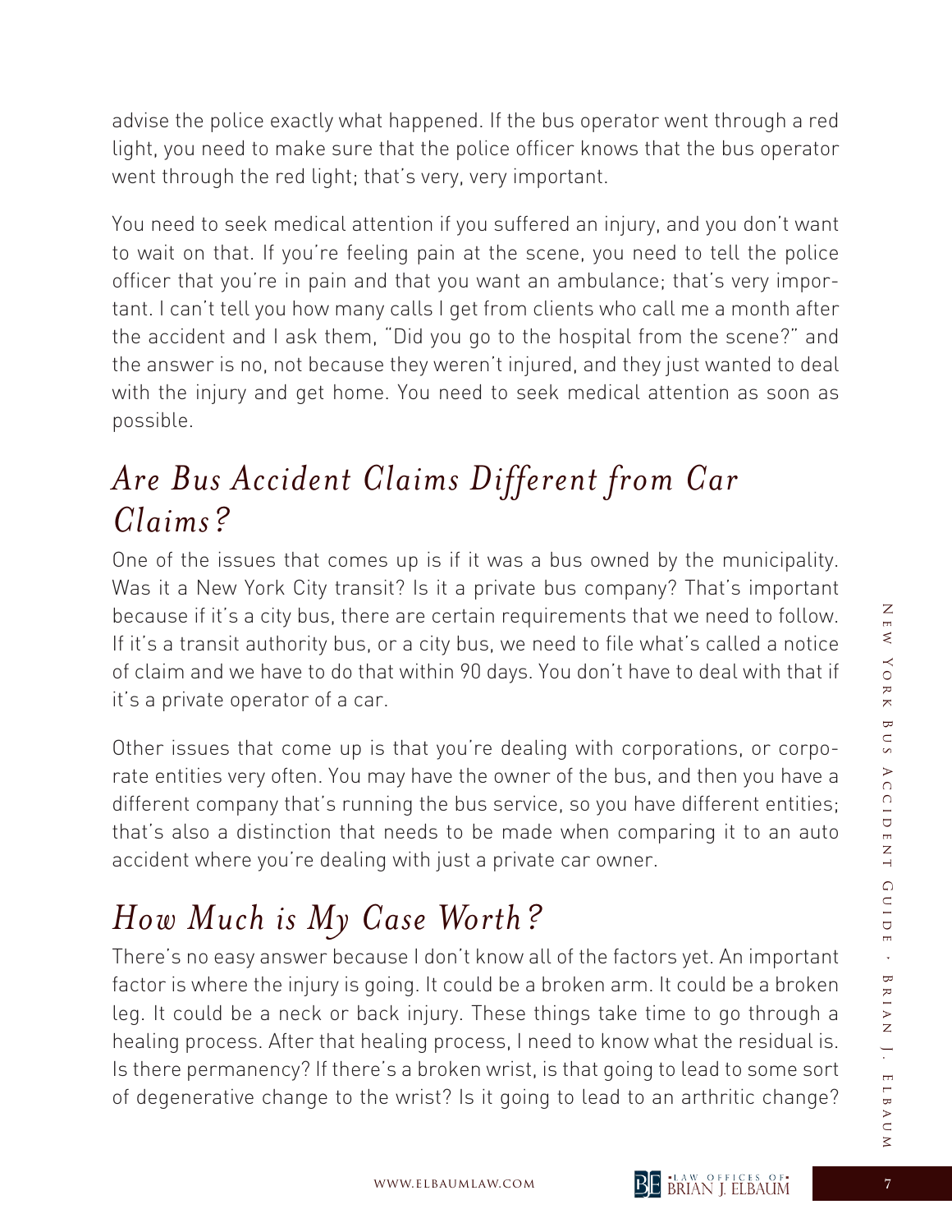advise the police exactly what happened. If the bus operator went through a red light, you need to make sure that the police officer knows that the bus operator went through the red light; that's very, very important.

You need to seek medical attention if you suffered an injury, and you don't want to wait on that. If you're feeling pain at the scene, you need to tell the police officer that you're in pain and that you want an ambulance; that's very important. I can't tell you how many calls I get from clients who call me a month after the accident and I ask them, "Did you go to the hospital from the scene?" and the answer is no, not because they weren't injured, and they just wanted to deal with the injury and get home. You need to seek medical attention as soon as possible.

## *Are Bus Accident Claims Different from Car Claims?*

One of the issues that comes up is if it was a bus owned by the municipality. Was it a New York City transit? Is it a private bus company? That's important because if it's a city bus, there are certain requirements that we need to follow. If it's a transit authority bus, or a city bus, we need to file what's called a notice of claim and we have to do that within 90 days. You don't have to deal with that if it's a private operator of a car.

Other issues that come up is that you're dealing with corporations, or corporate entities very often. You may have the owner of the bus, and then you have a different company that's running the bus service, so you have different entities; that's also a distinction that needs to be made when comparing it to an auto accident where you're dealing with just a private car owner.

## *How Much is My Case Worth?*

There's no easy answer because I don't know all of the factors yet. An important factor is where the injury is going. It could be a broken arm. It could be a broken leg. It could be a neck or back injury. These things take time to go through a healing process. After that healing process, I need to know what the residual is. Is there permanency? If there's a broken wrist, is that going to lead to some sort of degenerative change to the wrist? Is it going to lead to an arthritic change?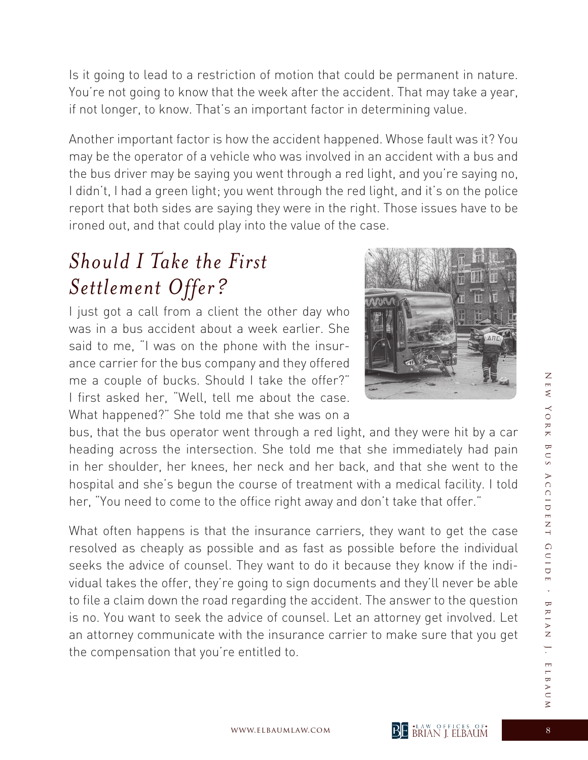Is it going to lead to a restriction of motion that could be permanent in nature. You're not going to know that the week after the accident. That may take a year, if not longer, to know. That's an important factor in determining value.

Another important factor is how the accident happened. Whose fault was it? You may be the operator of a vehicle who was involved in an accident with a bus and the bus driver may be saying you went through a red light, and you're saying no, I didn't, I had a green light; you went through the red light, and it's on the police report that both sides are saying they were in the right. Those issues have to be ironed out, and that could play into the value of the case.

## *Should I Take the First Settlement Offer?*

I just got a call from a client the other day who was in a bus accident about a week earlier. She said to me, "I was on the phone with the insurance carrier for the bus company and they offered me a couple of bucks. Should I take the offer?" I first asked her, "Well, tell me about the case. What happened?" She told me that she was on a bus, that the bus operator went through a red light, and they were hit by a car heading across the intersection. She told me that she immediately had pain in her shoulder, her knees, her neck and her back, and that she went to the hospital and she's begun the course of treatment with a medical facility. I told her, "You need to come to the office right away and don't take that offer."

What often happens is that the insurance carriers, they want to get the case resolved as cheaply as possible and as fast as possible before the individual seeks the advice of counsel. They want to do it because they know if the individual takes the offer, they're going to sign documents and they'll never be able to file a claim down the road regarding the accident. The answer to the question is no. You want to seek the advice of counsel. Let an attorney get involved. Let an attorney communicate with the insurance carrier to make sure that you get the compensation that you're entitled to.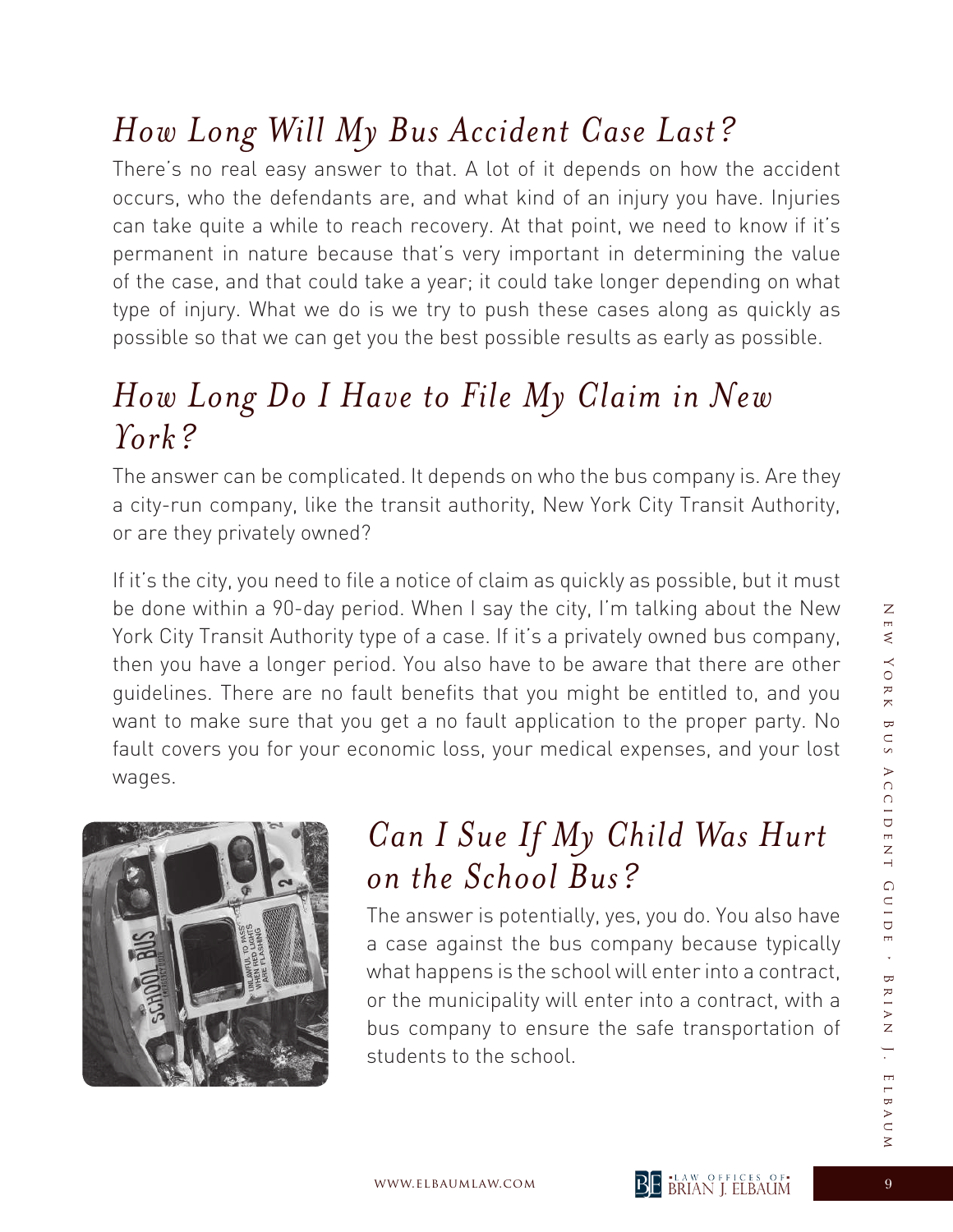## *How Long Will My Bus Accident Case Last?*

There's no real easy answer to that. A lot of it depends on how the accident occurs, who the defendants are, and what kind of an injury you have. Injuries can take quite a while to reach recovery. At that point, we need to know if it's permanent in nature because that's very important in determining the value of the case, and that could take a year; it could take longer depending on what type of injury. What we do is we try to push these cases along as quickly as possible so that we can get you the best possible results as early as possible.

## *How Long Do I Have to File My Claim in New York?*

The answer can be complicated. It depends on who the bus company is. Are they a city-run company, like the transit authority, New York City Transit Authority, or are they privately owned?

If it's the city, you need to file a notice of claim as quickly as possible, but it must be done within a 90-day period. When I say the city, I'm talking about the New York City Transit Authority type of a case. If it's a privately owned bus company, then you have a longer period. You also have to be aware that there are other guidelines. There are no fault benefits that you might be entitled to, and you want to make sure that you get a no fault application to the proper party. No fault covers you for your economic loss, your medical expenses, and your lost wages.

## *Can I Sue If My Child Was Hurt on the School Bus?*

The answer is potentially, yes, you do. You also have a case against the bus company because typically what happens is the school will enter into a contract, or the municipality will enter into a contract, with a bus company to ensure the safe transportation of students to the school.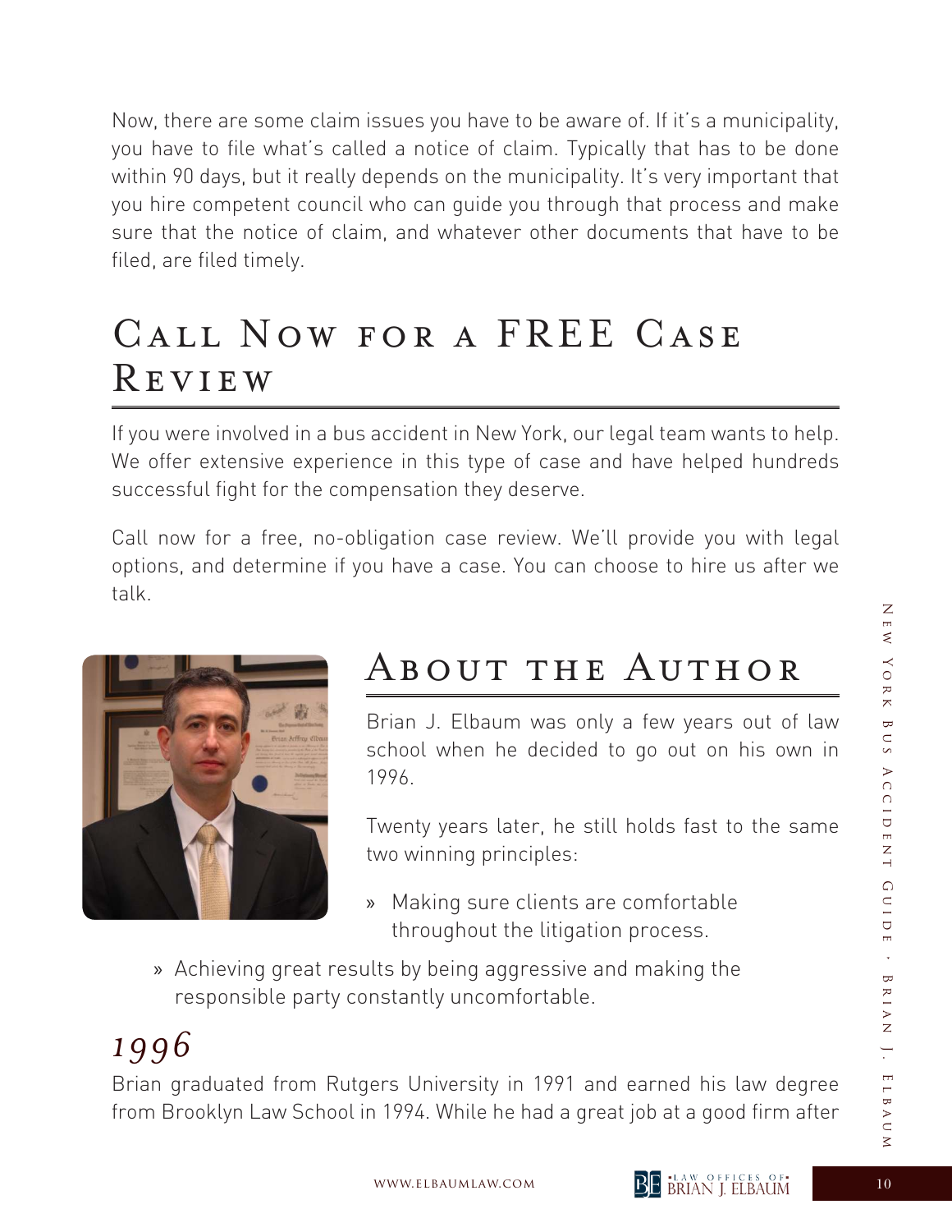Now, there are some claim issues you have to be aware of. If it's a municipality, you have to file what's called a notice of claim. Typically that has to be done within 90 days, but it really depends on the municipality. It's very important that you hire competent council who can guide you through that process and make sure that the notice of claim, and whatever other documents that have to be filed, are filed timely.

# Call Now for a FREE Case Review

If you were involved in a bus accident in New York, our legal team wants to help. We offer extensive experience in this type of case and have helped hundreds successful fight for the compensation they deserve.

Call now for a free, no-obligation case review. We'll provide you with legal options, and determine if you have a case. You can choose to hire us after we talk.

# About the Author

Brian J. Elbaum was only a few years out of law school when he decided to go out on his own in 1996.

Twenty years later, he still holds fast to the same two winning principles:

- Making sure clients are comfortable throughout the litigation process.
- Achieving great results by being aggressive and making the responsible party constantly uncomfortable.

## *1996*

Brian graduated from Rutgers University in 1991 and earned his law degree from Brooklyn Law School in 1994. While he had a great job at a good firm after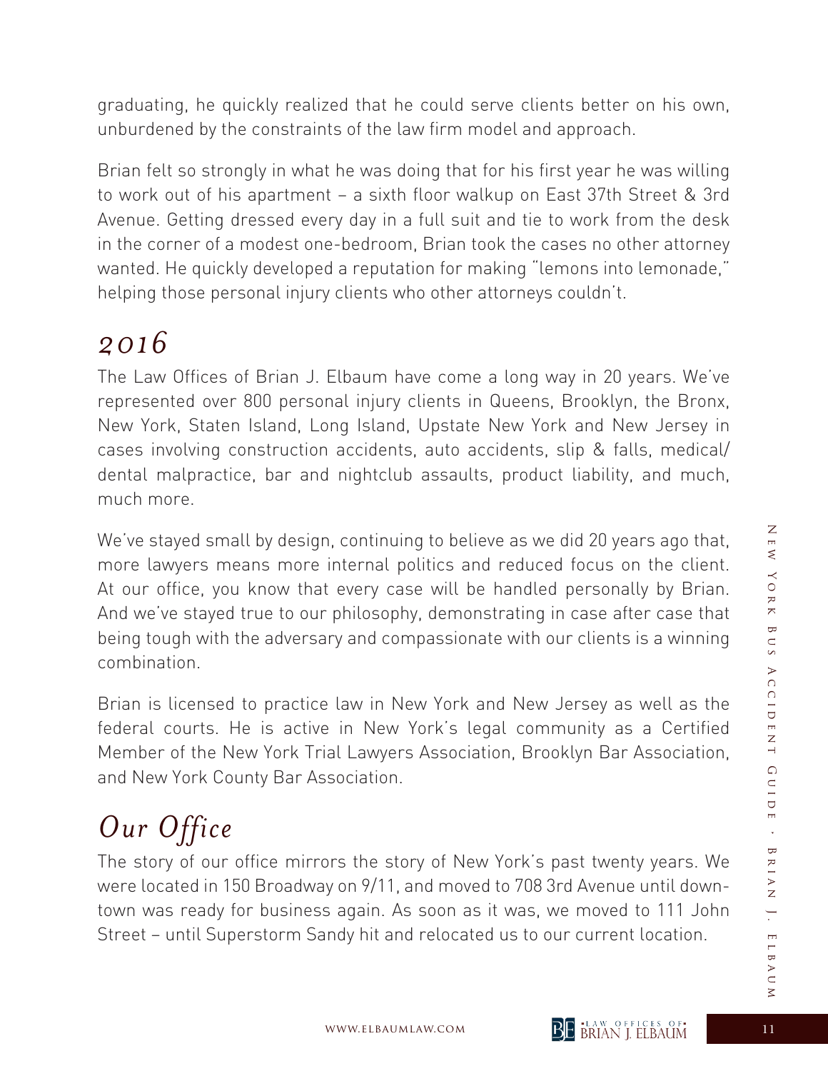graduating, he quickly realized that he could serve clients better on his own, unburdened by the constraints of the law firm model and approach.

Brian felt so strongly in what he was doing that for his first year he was willing to work out of his apartment – a sixth floor walkup on East 37th Street & 3rd Avenue. Getting dressed every day in a full suit and tie to work from the desk in the corner of a modest one-bedroom, Brian took the cases no other attorney wanted. He quickly developed a reputation for making "lemons into lemonade," helping those personal injury clients who other attorneys couldn't.

## *2016*

The Law Offices of Brian J. Elbaum have come a long way in 20 years. We've represented over 800 personal injury clients in Queens, Brooklyn, the Bronx, New York, Staten Island, Long Island, Upstate New York and New Jersey in cases involving construction accidents, auto accidents, slip & falls, medical/dental malpractice, bar and nightclub assaults, product liability, and much, much more.

We've stayed small by design, continuing to believe as we did 20 years ago that, more lawyers means more internal politics and reduced focus on the client. At our office, you know that every case will be handled personally by Brian. And we've stayed true to our philosophy, demonstrating in case after case that being tough with the adversary and compassionate with our clients is a winning combination.

Brian is licensed to practice law in New York and New Jersey as well as the federal courts. He is active in New York's legal community as a Certified Member of the New York Trial Lawyers Association, Brooklyn Bar Association, and New York County Bar Association.

## *Our Office*

The story of our office mirrors the story of New York's past twenty years. We were located in 150 Broadway on 9/11, and moved to 708 3rd Avenue until downtown was ready for business again. As soon as it was, we moved to 111 John Street – until Superstorm Sandy hit and relocated us to our current location.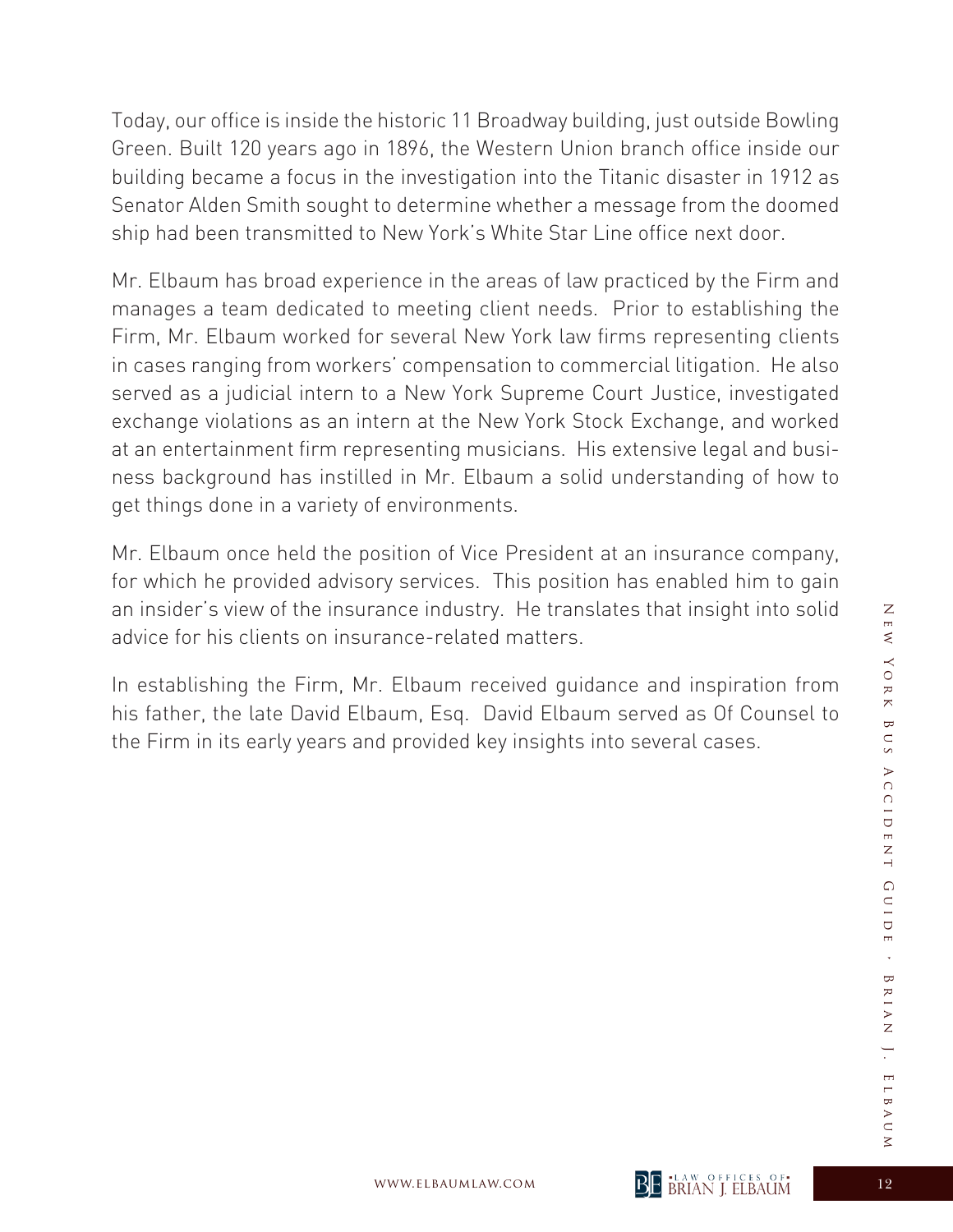Today, our office is inside the historic 11 Broadway building, just outside Bowling Green. Built 120 years ago in 1896, the Western Union branch office inside our building became a focus in the investigation into the Titanic disaster in 1912 as Senator Alden Smith sought to determine whether a message from the doomed ship had been transmitted to New York's White Star Line office next door.

Mr. Elbaum has broad experience in the areas of law practiced by the Firm and manages a team dedicated to meeting client needs. Prior to establishing the Firm, Mr. Elbaum worked for several New York law firms representing clients in cases ranging from workers' compensation to commercial litigation. He also served as a judicial intern to a New York Supreme Court Justice, investigated exchange violations as an intern at the New York Stock Exchange, and worked at an entertainment firm representing musicians. His extensive legal and business background has instilled in Mr. Elbaum a solid understanding of how to get things done in a variety of environments.

Mr. Elbaum once held the position of Vice President at an insurance company, for which he provided advisory services. This position has enabled him to gain an insider's view of the insurance industry. He translates that insight into solid advice for his clients on insurance-related matters.

In establishing the Firm, Mr. Elbaum received guidance and inspiration from his father, the late David Elbaum, Esq. David Elbaum served as Of Counsel to the Firm in its early years and provided key insights into several cases.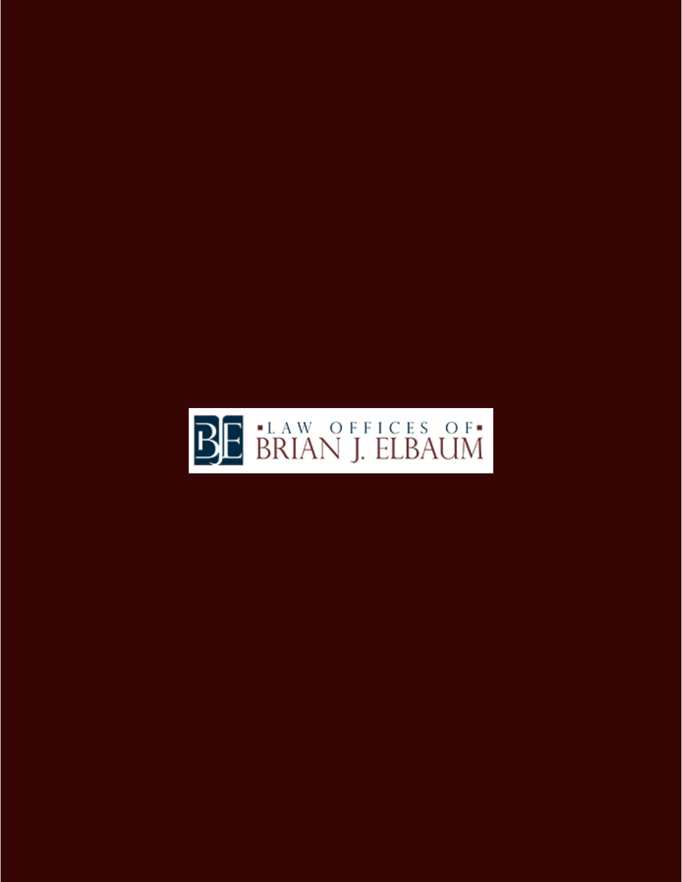LAW OFFICES OF

BRIAN J. ELBAUM